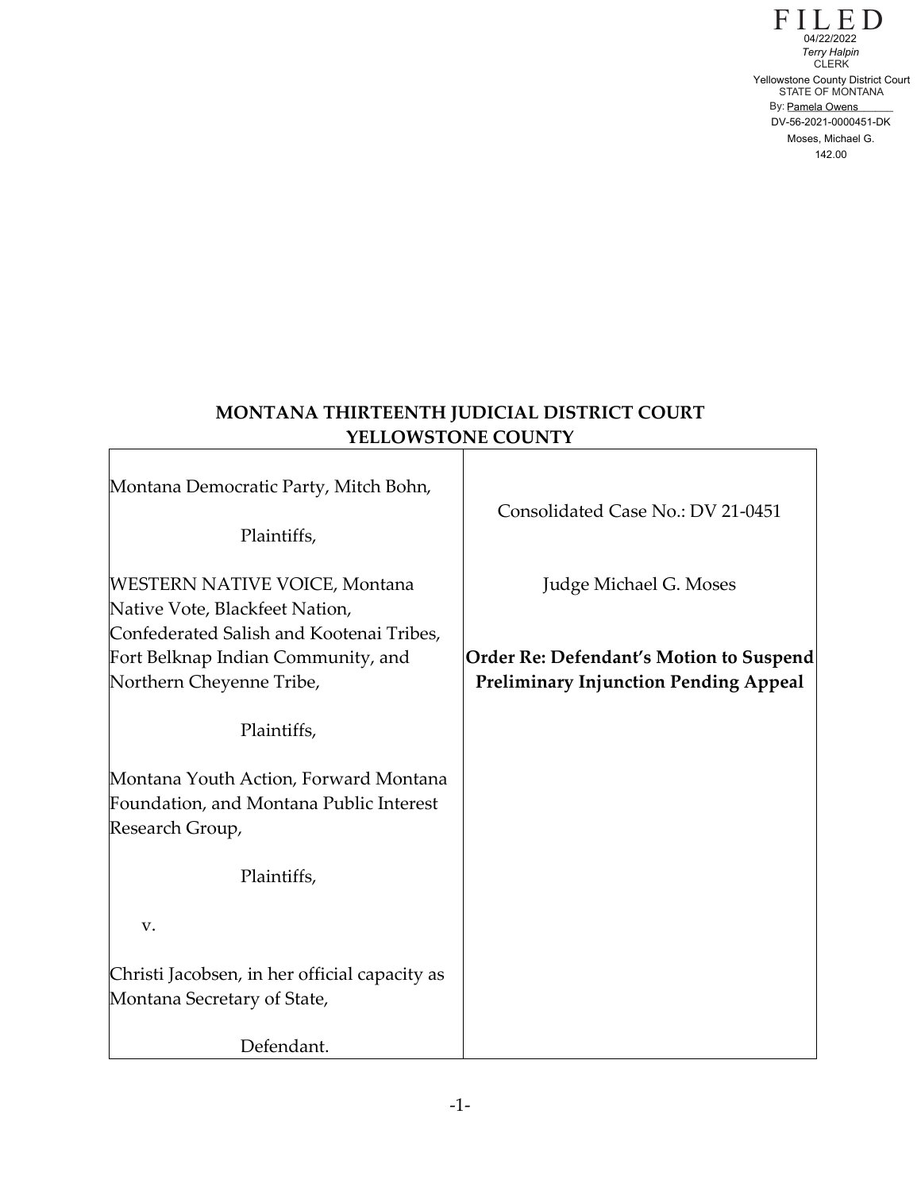FILED
04/22/2022
*Terry Halpin*
CLERK
Yellowstone County District Court
STATE OF MONTANA
By: Pamela Owens
DV-56-2021-0000451-DK
Moses, Michael G.
142.00

## MONTANA THIRTEENTH JUDICIAL DISTRICT COURT
## YELLOWSTONE COUNTY

| | |
|---|---|
| Montana Democratic Party, Mitch Bohn,<br><br>Plaintiffs,<br><br>WESTERN NATIVE VOICE, Montana Native Vote, Blackfeet Nation, Confederated Salish and Kootenai Tribes, Fort Belknap Indian Community, and Northern Cheyenne Tribe,<br><br>Plaintiffs,<br><br>Montana Youth Action, Forward Montana Foundation, and Montana Public Interest Research Group,<br><br>Plaintiffs,<br><br>v.<br><br>Christi Jacobsen, in her official capacity as Montana Secretary of State,<br><br>Defendant. | Consolidated Case No.: DV 21-0451<br><br>Judge Michael G. Moses<br><br>**Order Re: Defendant's Motion to Suspend Preliminary Injunction Pending Appeal** |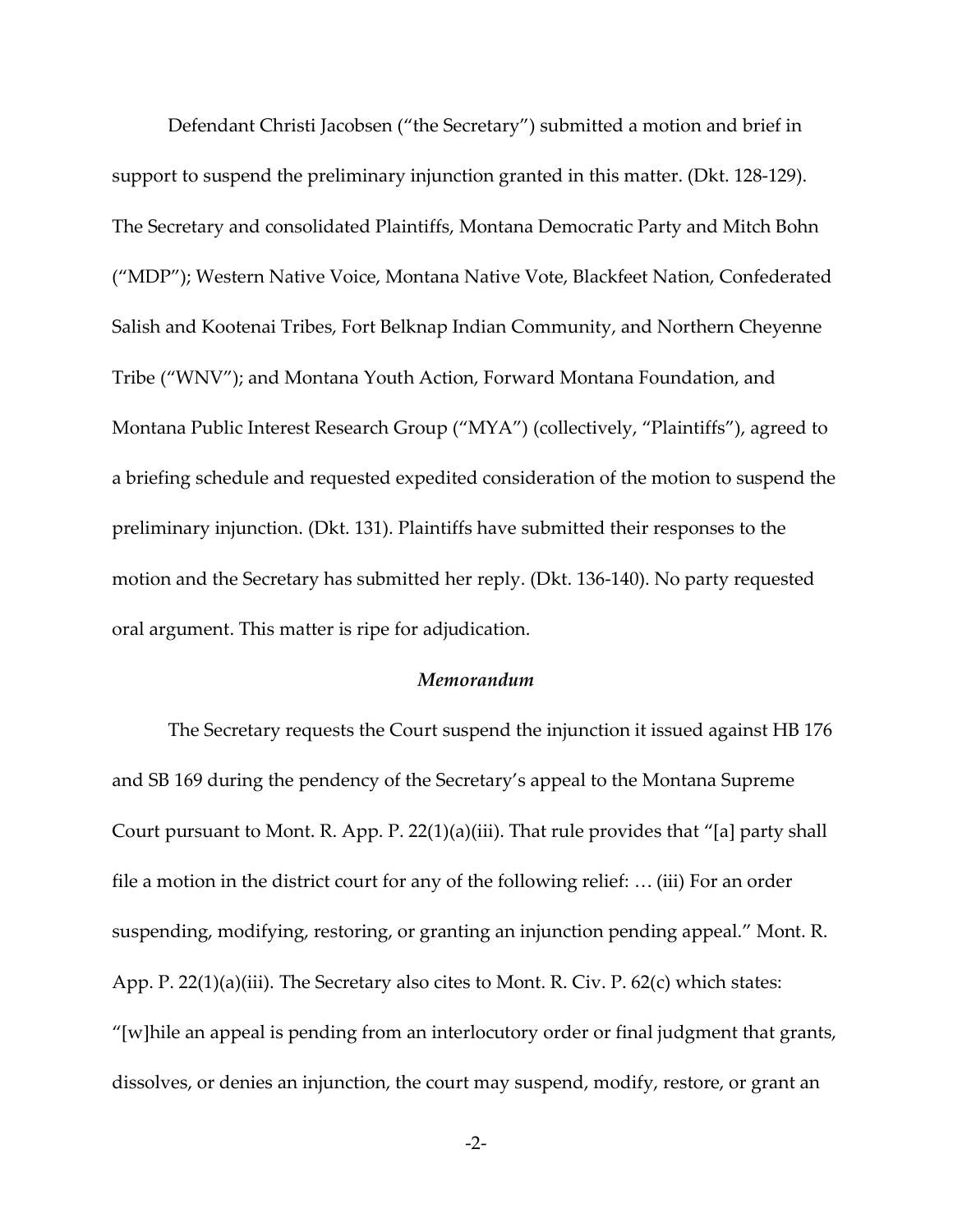Defendant Christi Jacobsen ("the Secretary") submitted a motion and brief in support to suspend the preliminary injunction granted in this matter. (Dkt. 128-129). The Secretary and consolidated Plaintiffs, Montana Democratic Party and Mitch Bohn ("MDP"); Western Native Voice, Montana Native Vote, Blackfeet Nation, Confederated Salish and Kootenai Tribes, Fort Belknap Indian Community, and Northern Cheyenne Tribe ("WNV"); and Montana Youth Action, Forward Montana Foundation, and Montana Public Interest Research Group ("MYA") (collectively, "Plaintiffs"), agreed to a briefing schedule and requested expedited consideration of the motion to suspend the preliminary injunction. (Dkt. 131). Plaintiffs have submitted their responses to the motion and the Secretary has submitted her reply. (Dkt. 136-140). No party requested oral argument. This matter is ripe for adjudication.

### *Memorandum*

The Secretary requests the Court suspend the injunction it issued against HB 176 and SB 169 during the pendency of the Secretary's appeal to the Montana Supreme Court pursuant to Mont. R. App. P. 22(1)(a)(iii). That rule provides that "[a] party shall file a motion in the district court for any of the following relief: … (iii) For an order suspending, modifying, restoring, or granting an injunction pending appeal." Mont. R. App. P. 22(1)(a)(iii). The Secretary also cites to Mont. R. Civ. P. 62(c) which states: "[w]hile an appeal is pending from an interlocutory order or final judgment that grants, dissolves, or denies an injunction, the court may suspend, modify, restore, or grant an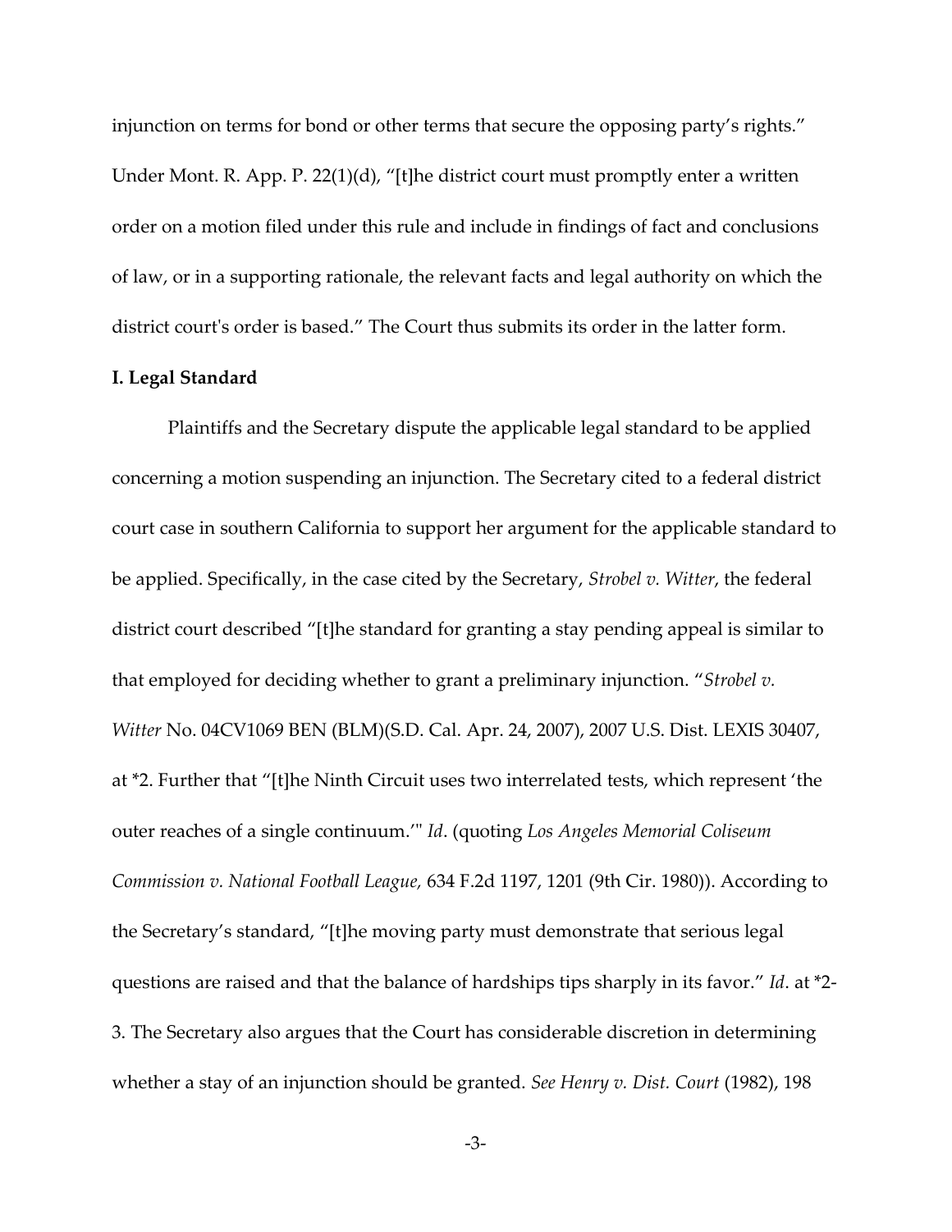injunction on terms for bond or other terms that secure the opposing party's rights." Under Mont. R. App. P. 22(1)(d), "[t]he district court must promptly enter a written order on a motion filed under this rule and include in findings of fact and conclusions of law, or in a supporting rationale, the relevant facts and legal authority on which the district court's order is based." The Court thus submits its order in the latter form.

**I. Legal Standard**

Plaintiffs and the Secretary dispute the applicable legal standard to be applied concerning a motion suspending an injunction. The Secretary cited to a federal district court case in southern California to support her argument for the applicable standard to be applied. Specifically, in the case cited by the Secretary, *Strobel v. Witter*, the federal district court described "[t]he standard for granting a stay pending appeal is similar to that employed for deciding whether to grant a preliminary injunction. "*Strobel v. Witter* No. 04CV1069 BEN (BLM)(S.D. Cal. Apr. 24, 2007), 2007 U.S. Dist. LEXIS 30407, at *2. Further that "[t]he Ninth Circuit uses two interrelated tests, which represent 'the outer reaches of a single continuum.'" *Id*. (quoting *Los Angeles Memorial Coliseum Commission v. National Football League,* 634 F.2d 1197, 1201 (9th Cir. 1980)). According to the Secretary's standard, "[t]he moving party must demonstrate that serious legal questions are raised and that the balance of hardships tips sharply in its favor." *Id*. at *2-3. The Secretary also argues that the Court has considerable discretion in determining whether a stay of an injunction should be granted. *See Henry v. Dist. Court* (1982), 198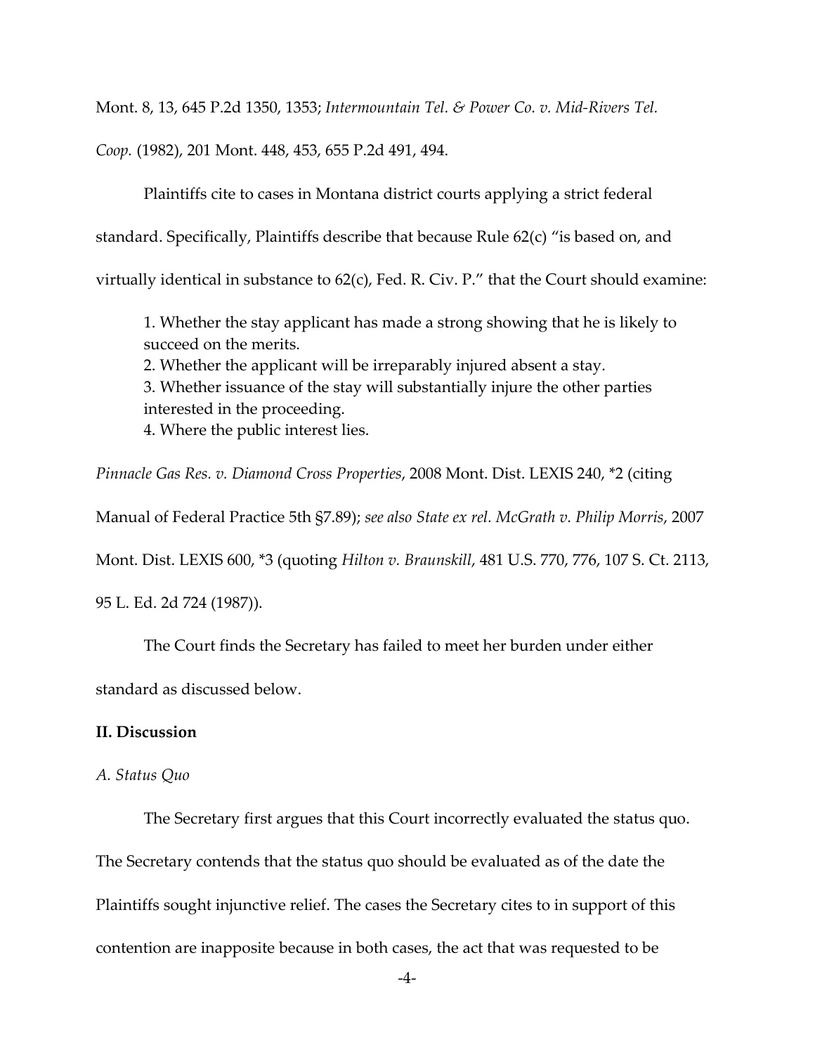Mont. 8, 13, 645 P.2d 1350, 1353; *Intermountain Tel. & Power Co. v. Mid-Rivers Tel. Coop.* (1982), 201 Mont. 448, 453, 655 P.2d 491, 494.

Plaintiffs cite to cases in Montana district courts applying a strict federal standard. Specifically, Plaintiffs describe that because Rule 62(c) "is based on, and virtually identical in substance to 62(c), Fed. R. Civ. P." that the Court should examine:

> 1. Whether the stay applicant has made a strong showing that he is likely to succeed on the merits.
> 2. Whether the applicant will be irreparably injured absent a stay.
> 3. Whether issuance of the stay will substantially injure the other parties interested in the proceeding.
> 4. Where the public interest lies.

*Pinnacle Gas Res. v. Diamond Cross Properties*, 2008 Mont. Dist. LEXIS 240, *2 (citing Manual of Federal Practice 5th §7.89); *see also State ex rel. McGrath v. Philip Morris*, 2007 Mont. Dist. LEXIS 600, *3 (quoting *Hilton v. Braunskill*, 481 U.S. 770, 776, 107 S. Ct. 2113, 95 L. Ed. 2d 724 (1987)).

The Court finds the Secretary has failed to meet her burden under either standard as discussed below.

## II. Discussion

### *A. Status Quo*

The Secretary first argues that this Court incorrectly evaluated the status quo. The Secretary contends that the status quo should be evaluated as of the date the Plaintiffs sought injunctive relief. The cases the Secretary cites to in support of this contention are inapposite because in both cases, the act that was requested to be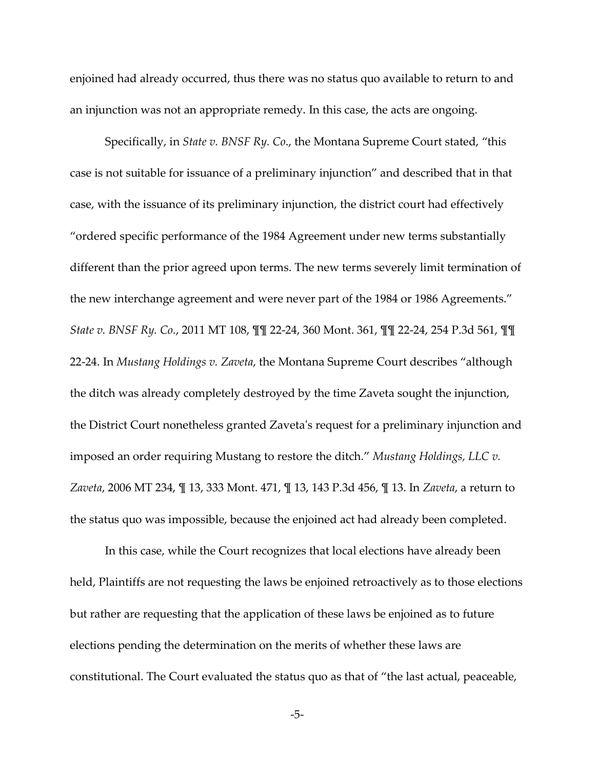enjoined had already occurred, thus there was no status quo available to return to and an injunction was not an appropriate remedy. In this case, the acts are ongoing.

Specifically, in *State v. BNSF Ry. Co*., the Montana Supreme Court stated, "this case is not suitable for issuance of a preliminary injunction" and described that in that case, with the issuance of its preliminary injunction, the district court had effectively "ordered specific performance of the 1984 Agreement under new terms substantially different than the prior agreed upon terms. The new terms severely limit termination of the new interchange agreement and were never part of the 1984 or 1986 Agreements." *State v. BNSF Ry. Co.*, 2011 MT 108, ¶¶ 22-24, 360 Mont. 361, ¶¶ 22-24, 254 P.3d 561, ¶¶ 22-24. In *Mustang Holdings v. Zaveta*, the Montana Supreme Court describes "although the ditch was already completely destroyed by the time Zaveta sought the injunction, the District Court nonetheless granted Zaveta's request for a preliminary injunction and imposed an order requiring Mustang to restore the ditch." *Mustang Holdings, LLC v. Zaveta*, 2006 MT 234, ¶ 13, 333 Mont. 471, ¶ 13, 143 P.3d 456, ¶ 13. In *Zaveta*, a return to the status quo was impossible, because the enjoined act had already been completed.

In this case, while the Court recognizes that local elections have already been held, Plaintiffs are not requesting the laws be enjoined retroactively as to those elections but rather are requesting that the application of these laws be enjoined as to future elections pending the determination on the merits of whether these laws are constitutional. The Court evaluated the status quo as that of "the last actual, peaceable,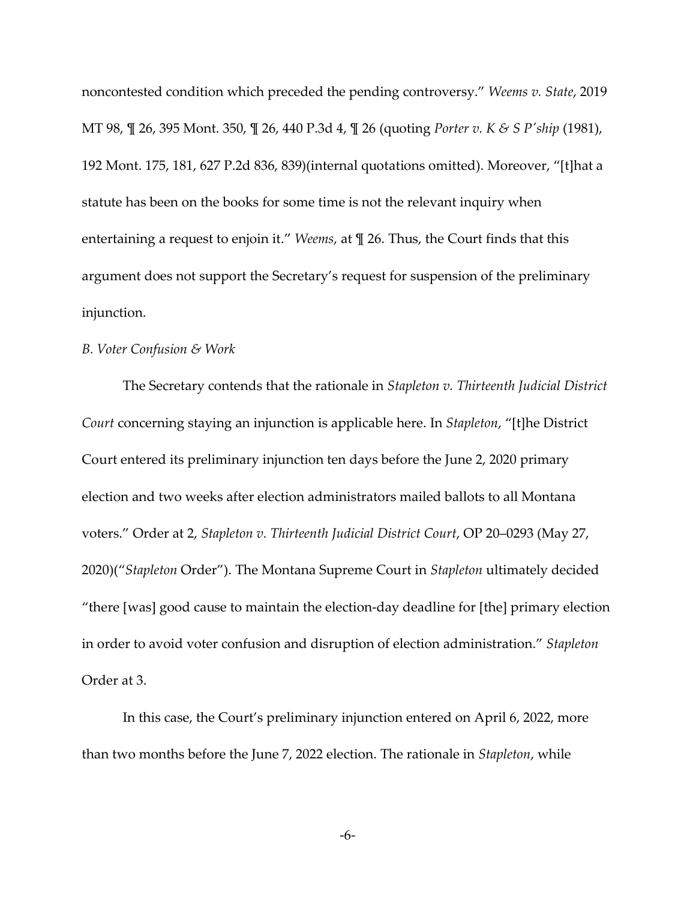noncontested condition which preceded the pending controversy." *Weems v. State*, 2019 MT 98, ¶ 26, 395 Mont. 350, ¶ 26, 440 P.3d 4, ¶ 26 (quoting *Porter v. K & S P'ship* (1981), 192 Mont. 175, 181, 627 P.2d 836, 839)(internal quotations omitted). Moreover, "[t]hat a statute has been on the books for some time is not the relevant inquiry when entertaining a request to enjoin it." *Weems*, at ¶ 26. Thus, the Court finds that this argument does not support the Secretary's request for suspension of the preliminary injunction.

*B. Voter Confusion & Work*

The Secretary contends that the rationale in *Stapleton v. Thirteenth Judicial District Court* concerning staying an injunction is applicable here. In *Stapleton*, "[t]he District Court entered its preliminary injunction ten days before the June 2, 2020 primary election and two weeks after election administrators mailed ballots to all Montana voters." Order at 2, *Stapleton v. Thirteenth Judicial District Court*, OP 20–0293 (May 27, 2020)("*Stapleton* Order"). The Montana Supreme Court in *Stapleton* ultimately decided "there [was] good cause to maintain the election-day deadline for [the] primary election in order to avoid voter confusion and disruption of election administration." *Stapleton* Order at 3.

In this case, the Court's preliminary injunction entered on April 6, 2022, more than two months before the June 7, 2022 election. The rationale in *Stapleton*, while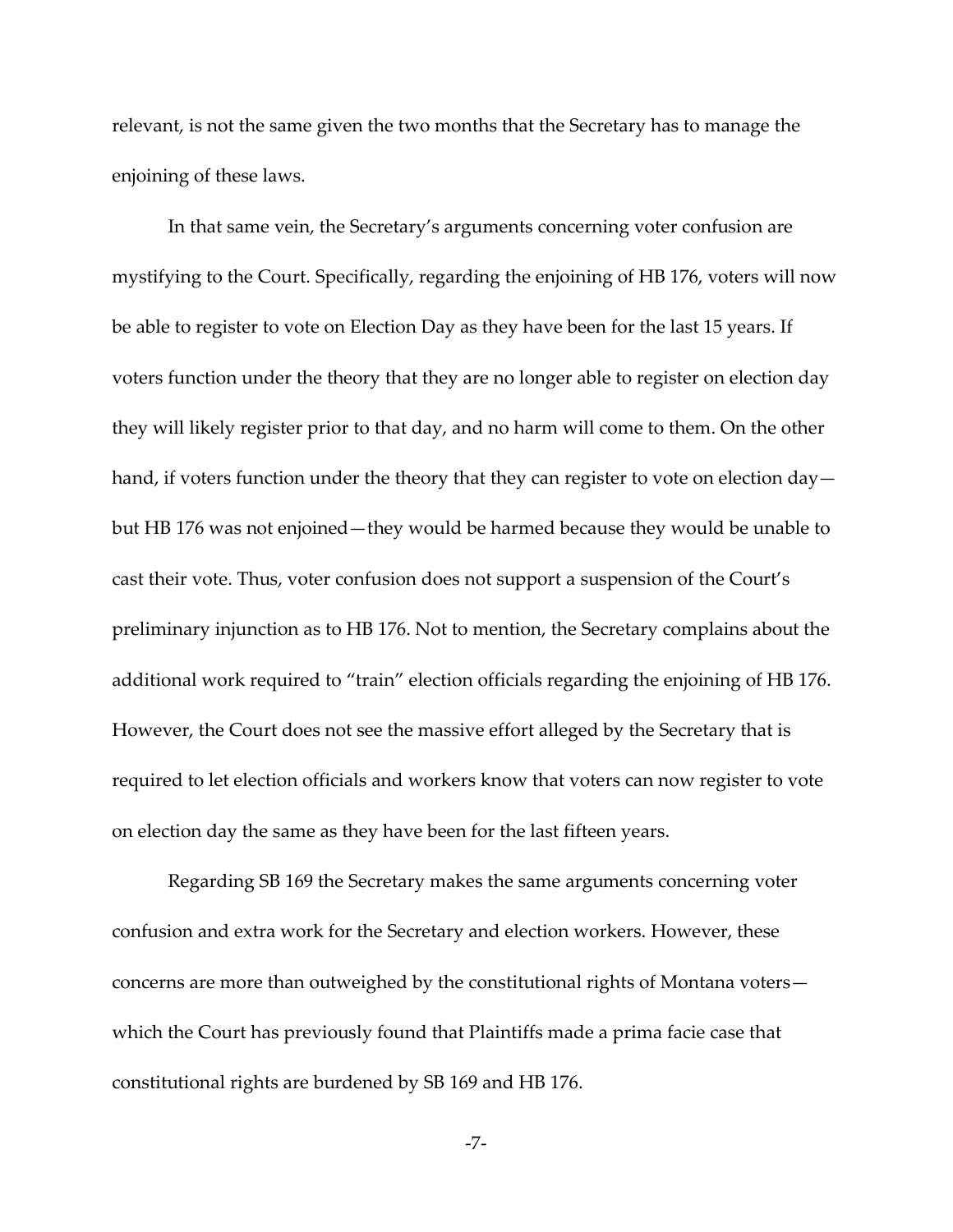relevant, is not the same given the two months that the Secretary has to manage the enjoining of these laws.

In that same vein, the Secretary's arguments concerning voter confusion are mystifying to the Court. Specifically, regarding the enjoining of HB 176, voters will now be able to register to vote on Election Day as they have been for the last 15 years. If voters function under the theory that they are no longer able to register on election day they will likely register prior to that day, and no harm will come to them. On the other hand, if voters function under the theory that they can register to vote on election day—but HB 176 was not enjoined—they would be harmed because they would be unable to cast their vote. Thus, voter confusion does not support a suspension of the Court's preliminary injunction as to HB 176. Not to mention, the Secretary complains about the additional work required to "train" election officials regarding the enjoining of HB 176. However, the Court does not see the massive effort alleged by the Secretary that is required to let election officials and workers know that voters can now register to vote on election day the same as they have been for the last fifteen years.

Regarding SB 169 the Secretary makes the same arguments concerning voter confusion and extra work for the Secretary and election workers. However, these concerns are more than outweighed by the constitutional rights of Montana voters—which the Court has previously found that Plaintiffs made a prima facie case that constitutional rights are burdened by SB 169 and HB 176.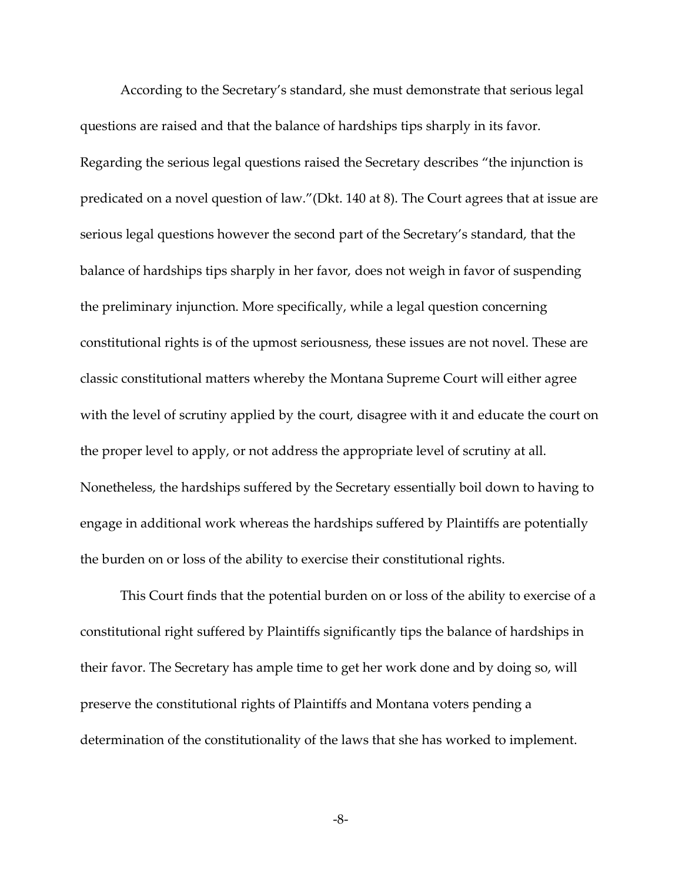According to the Secretary's standard, she must demonstrate that serious legal questions are raised and that the balance of hardships tips sharply in its favor. Regarding the serious legal questions raised the Secretary describes "the injunction is predicated on a novel question of law."(Dkt. 140 at 8). The Court agrees that at issue are serious legal questions however the second part of the Secretary's standard, that the balance of hardships tips sharply in her favor, does not weigh in favor of suspending the preliminary injunction. More specifically, while a legal question concerning constitutional rights is of the upmost seriousness, these issues are not novel. These are classic constitutional matters whereby the Montana Supreme Court will either agree with the level of scrutiny applied by the court, disagree with it and educate the court on the proper level to apply, or not address the appropriate level of scrutiny at all. Nonetheless, the hardships suffered by the Secretary essentially boil down to having to engage in additional work whereas the hardships suffered by Plaintiffs are potentially the burden on or loss of the ability to exercise their constitutional rights.

This Court finds that the potential burden on or loss of the ability to exercise of a constitutional right suffered by Plaintiffs significantly tips the balance of hardships in their favor. The Secretary has ample time to get her work done and by doing so, will preserve the constitutional rights of Plaintiffs and Montana voters pending a determination of the constitutionality of the laws that she has worked to implement.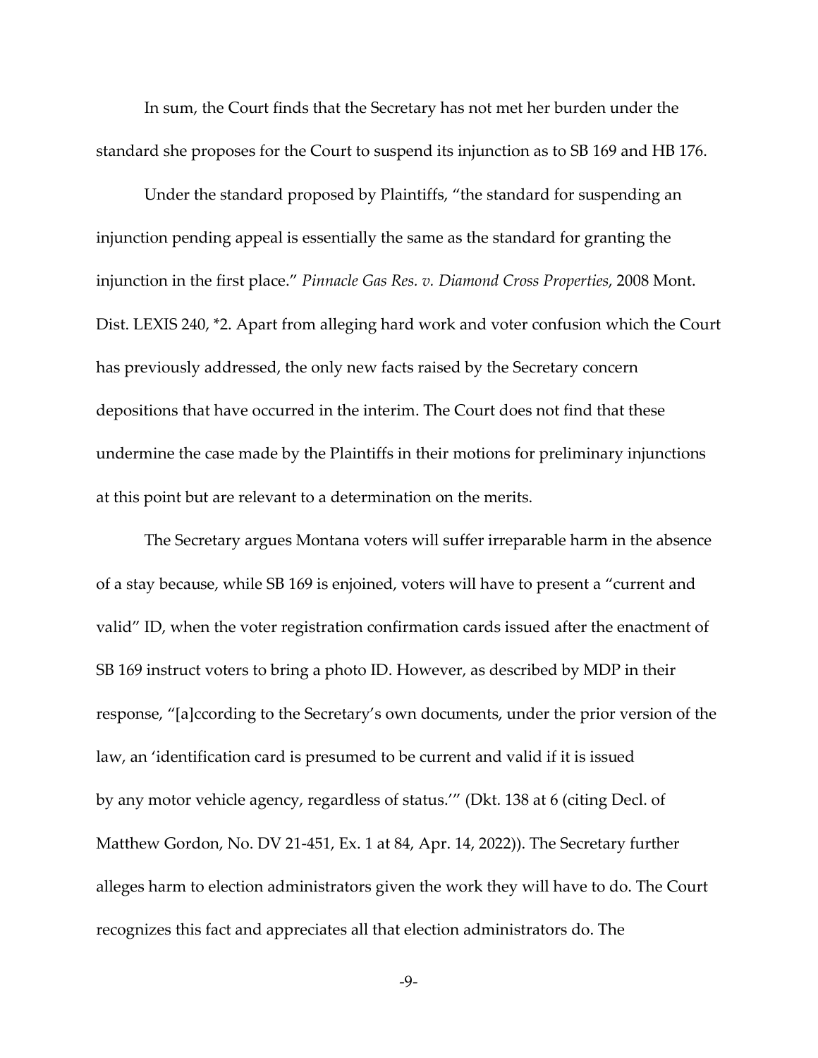In sum, the Court finds that the Secretary has not met her burden under the standard she proposes for the Court to suspend its injunction as to SB 169 and HB 176.

Under the standard proposed by Plaintiffs, "the standard for suspending an injunction pending appeal is essentially the same as the standard for granting the injunction in the first place." *Pinnacle Gas Res. v. Diamond Cross Properties*, 2008 Mont. Dist. LEXIS 240, *2. Apart from alleging hard work and voter confusion which the Court has previously addressed, the only new facts raised by the Secretary concern depositions that have occurred in the interim. The Court does not find that these undermine the case made by the Plaintiffs in their motions for preliminary injunctions at this point but are relevant to a determination on the merits.

The Secretary argues Montana voters will suffer irreparable harm in the absence of a stay because, while SB 169 is enjoined, voters will have to present a "current and valid" ID, when the voter registration confirmation cards issued after the enactment of SB 169 instruct voters to bring a photo ID. However, as described by MDP in their response, "[a]ccording to the Secretary's own documents, under the prior version of the law, an 'identification card is presumed to be current and valid if it is issued by any motor vehicle agency, regardless of status.'" (Dkt. 138 at 6 (citing Decl. of Matthew Gordon, No. DV 21-451, Ex. 1 at 84, Apr. 14, 2022)). The Secretary further alleges harm to election administrators given the work they will have to do. The Court recognizes this fact and appreciates all that election administrators do. The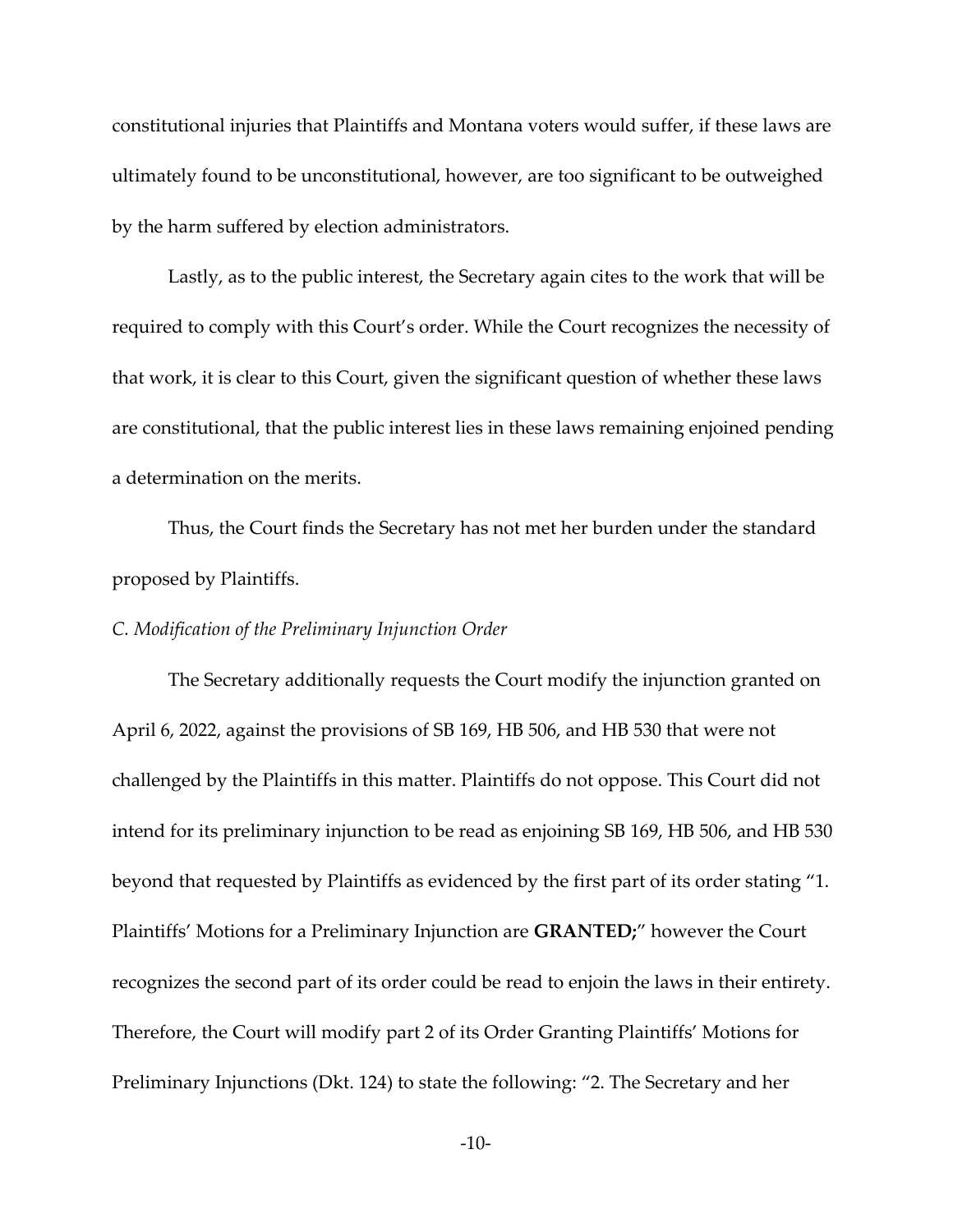constitutional injuries that Plaintiffs and Montana voters would suffer, if these laws are ultimately found to be unconstitutional, however, are too significant to be outweighed by the harm suffered by election administrators.

Lastly, as to the public interest, the Secretary again cites to the work that will be required to comply with this Court's order. While the Court recognizes the necessity of that work, it is clear to this Court, given the significant question of whether these laws are constitutional, that the public interest lies in these laws remaining enjoined pending a determination on the merits.

Thus, the Court finds the Secretary has not met her burden under the standard proposed by Plaintiffs.

*C. Modification of the Preliminary Injunction Order*

The Secretary additionally requests the Court modify the injunction granted on April 6, 2022, against the provisions of SB 169, HB 506, and HB 530 that were not challenged by the Plaintiffs in this matter. Plaintiffs do not oppose. This Court did not intend for its preliminary injunction to be read as enjoining SB 169, HB 506, and HB 530 beyond that requested by Plaintiffs as evidenced by the first part of its order stating "1. Plaintiffs' Motions for a Preliminary Injunction are **GRANTED;**" however the Court recognizes the second part of its order could be read to enjoin the laws in their entirety. Therefore, the Court will modify part 2 of its Order Granting Plaintiffs' Motions for Preliminary Injunctions (Dkt. 124) to state the following: "2. The Secretary and her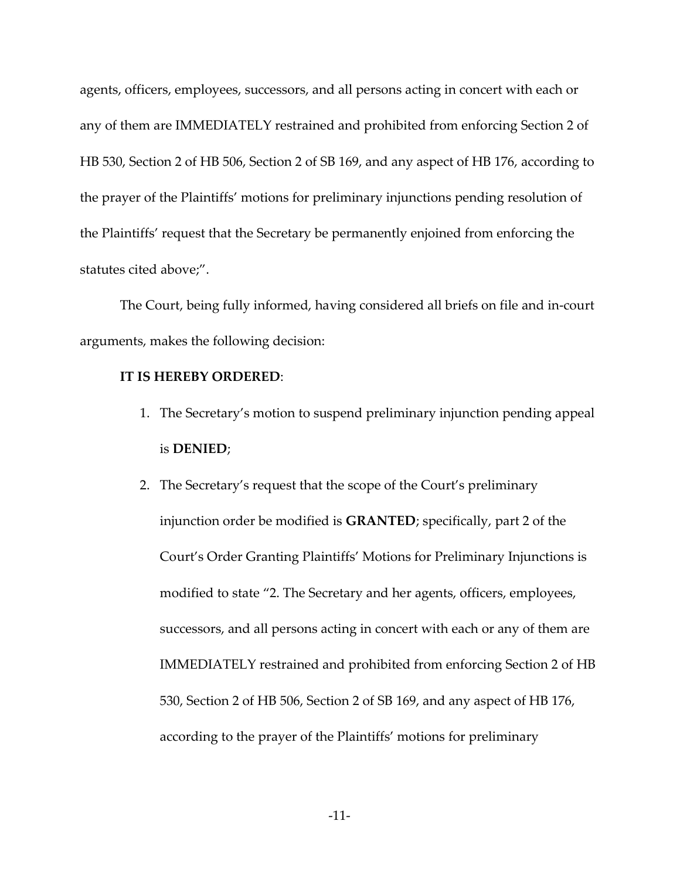agents, officers, employees, successors, and all persons acting in concert with each or any of them are IMMEDIATELY restrained and prohibited from enforcing Section 2 of HB 530, Section 2 of HB 506, Section 2 of SB 169, and any aspect of HB 176, according to the prayer of the Plaintiffs' motions for preliminary injunctions pending resolution of the Plaintiffs' request that the Secretary be permanently enjoined from enforcing the statutes cited above;".

The Court, being fully informed, having considered all briefs on file and in-court arguments, makes the following decision:

**IT IS HEREBY ORDERED**:

1. The Secretary's motion to suspend preliminary injunction pending appeal is **DENIED**;
2. The Secretary's request that the scope of the Court's preliminary injunction order be modified is **GRANTED**; specifically, part 2 of the Court's Order Granting Plaintiffs' Motions for Preliminary Injunctions is modified to state "2. The Secretary and her agents, officers, employees, successors, and all persons acting in concert with each or any of them are IMMEDIATELY restrained and prohibited from enforcing Section 2 of HB 530, Section 2 of HB 506, Section 2 of SB 169, and any aspect of HB 176, according to the prayer of the Plaintiffs' motions for preliminary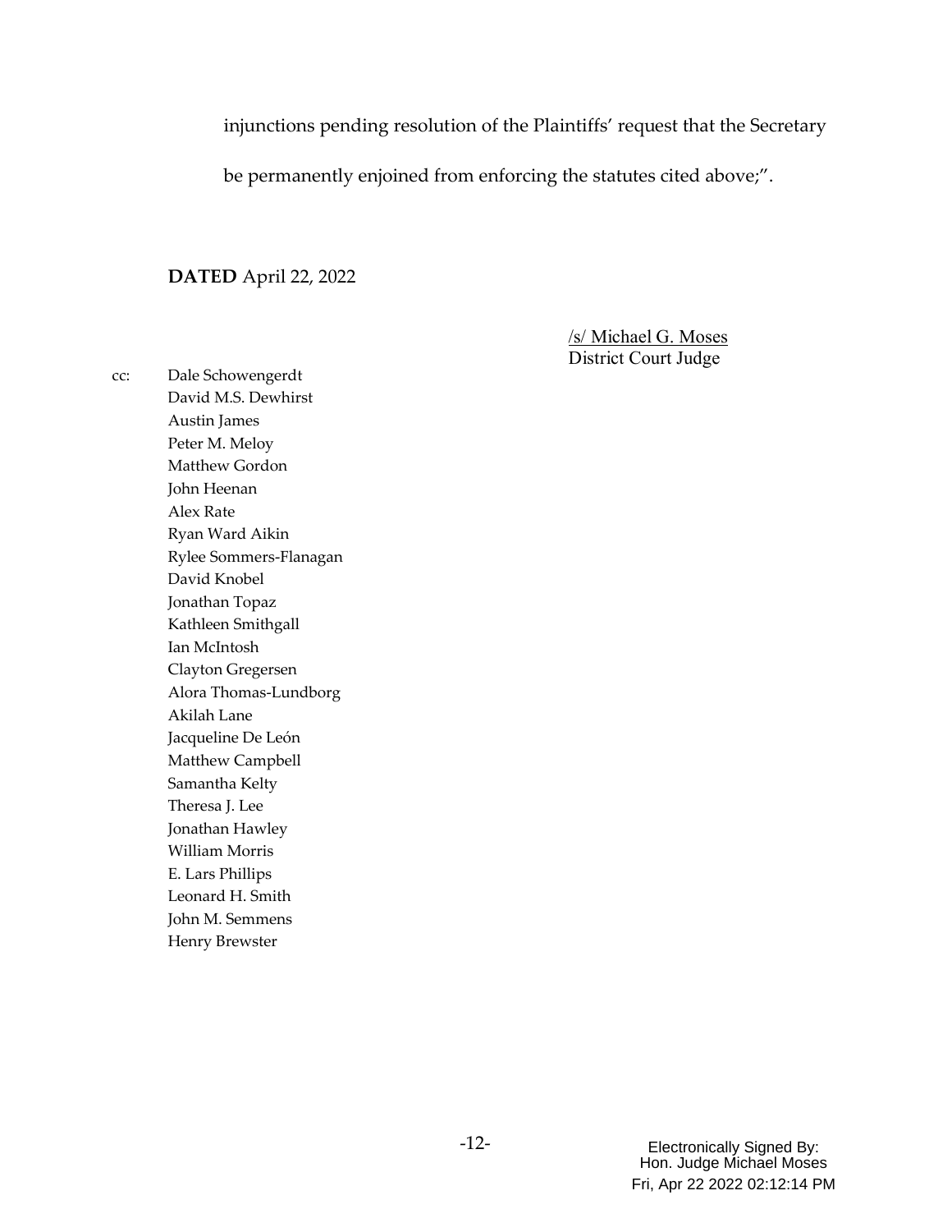injunctions pending resolution of the Plaintiffs' request that the Secretary be permanently enjoined from enforcing the statutes cited above;".

**DATED** April 22, 2022

/s/ Michael G. Moses
District Court Judge

cc: Dale Schowengerdt
David M.S. Dewhirst
Austin James
Peter M. Meloy
Matthew Gordon
John Heenan
Alex Rate
Ryan Ward Aikin
Rylee Sommers-Flanagan
David Knobel
Jonathan Topaz
Kathleen Smithgall
Ian McIntosh
Clayton Gregersen
Alora Thomas-Lundborg
Akilah Lane
Jacqueline De León
Matthew Campbell
Samantha Kelty
Theresa J. Lee
Jonathan Hawley
William Morris
E. Lars Phillips
Leonard H. Smith
John M. Semmens
Henry Brewster

Electronically Signed By:
Hon. Judge Michael Moses
Fri, Apr 22 2022 02:12:14 PM